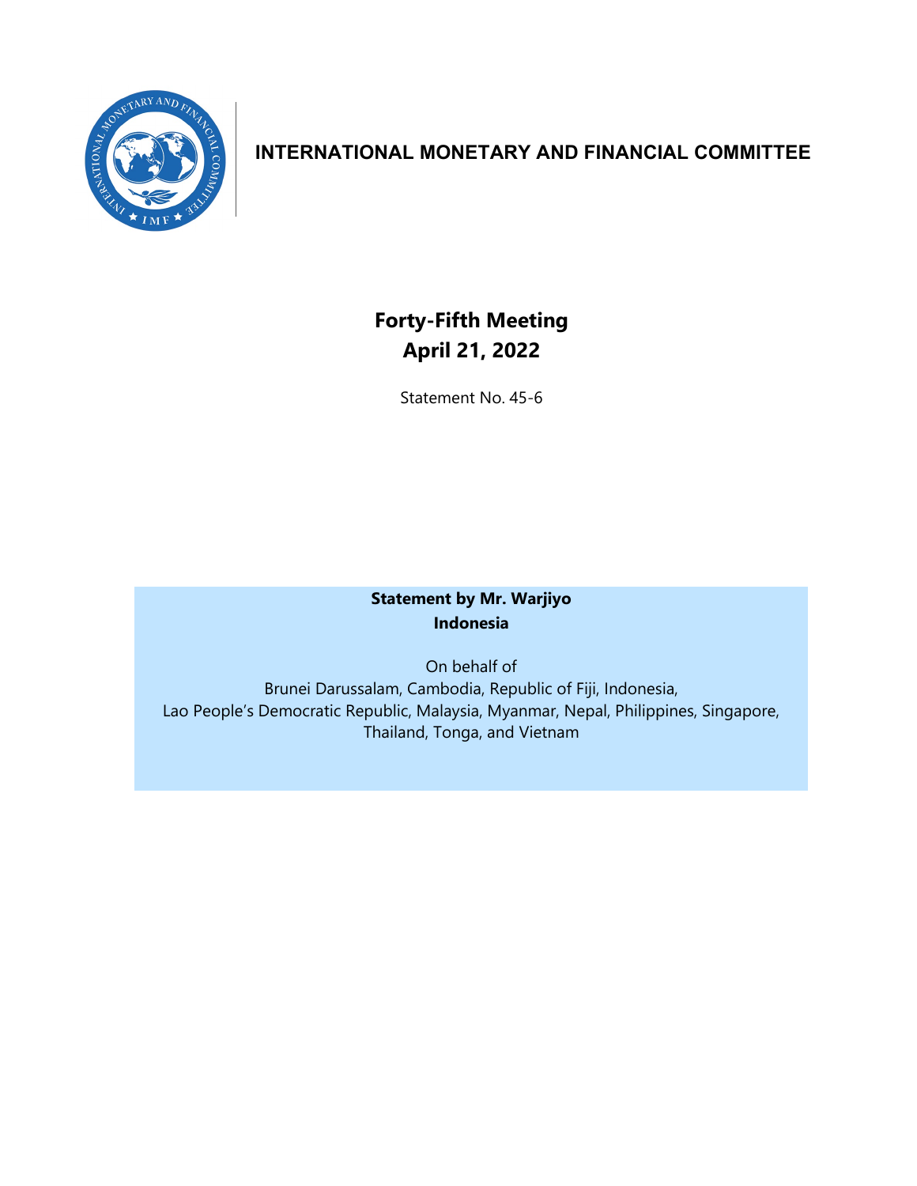# INTERNATIONAL MONETARY AND FINANCIAL COMMITTEE

## Forty-Fifth Meeting
## April 21, 2022

Statement No. 45-6

**Statement by Mr. Warjiyo**
**Indonesia**

On behalf of
Brunei Darussalam, Cambodia, Republic of Fiji, Indonesia,
Lao People's Democratic Republic, Malaysia, Myanmar, Nepal, Philippines, Singapore,
Thailand, Tonga, and Vietnam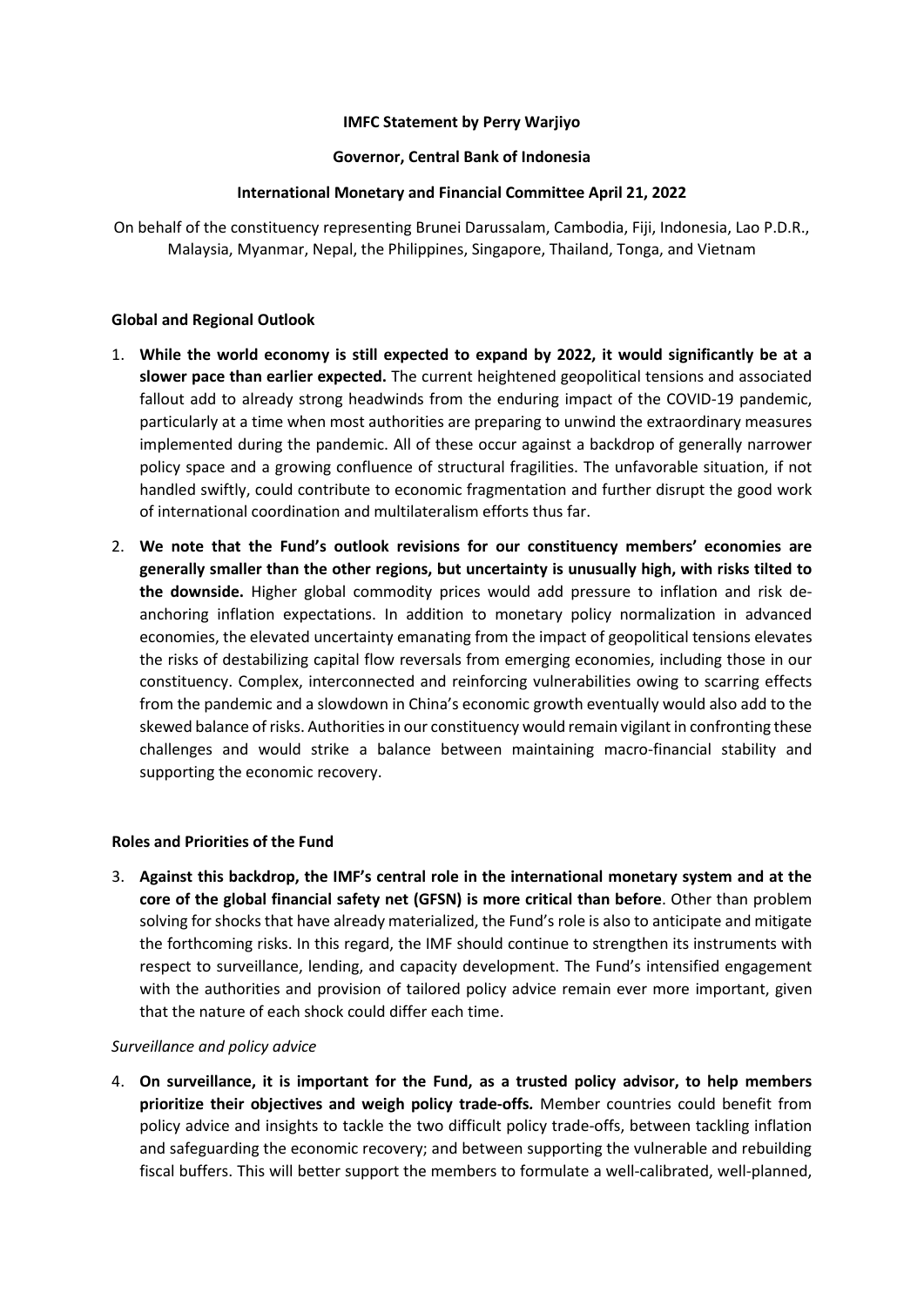**IMFC Statement by Perry Warjiyo**

**Governor, Central Bank of Indonesia**

**International Monetary and Financial Committee April 21, 2022**

On behalf of the constituency representing Brunei Darussalam, Cambodia, Fiji, Indonesia, Lao P.D.R., Malaysia, Myanmar, Nepal, the Philippines, Singapore, Thailand, Tonga, and Vietnam

## Global and Regional Outlook

1. **While the world economy is still expected to expand by 2022, it would significantly be at a slower pace than earlier expected.** The current heightened geopolitical tensions and associated fallout add to already strong headwinds from the enduring impact of the COVID-19 pandemic, particularly at a time when most authorities are preparing to unwind the extraordinary measures implemented during the pandemic. All of these occur against a backdrop of generally narrower policy space and a growing confluence of structural fragilities. The unfavorable situation, if not handled swiftly, could contribute to economic fragmentation and further disrupt the good work of international coordination and multilateralism efforts thus far.

2. **We note that the Fund's outlook revisions for our constituency members' economies are generally smaller than the other regions, but uncertainty is unusually high, with risks tilted to the downside.** Higher global commodity prices would add pressure to inflation and risk de-anchoring inflation expectations. In addition to monetary policy normalization in advanced economies, the elevated uncertainty emanating from the impact of geopolitical tensions elevates the risks of destabilizing capital flow reversals from emerging economies, including those in our constituency. Complex, interconnected and reinforcing vulnerabilities owing to scarring effects from the pandemic and a slowdown in China's economic growth eventually would also add to the skewed balance of risks. Authorities in our constituency would remain vigilant in confronting these challenges and would strike a balance between maintaining macro-financial stability and supporting the economic recovery.

## Roles and Priorities of the Fund

3. **Against this backdrop, the IMF's central role in the international monetary system and at the core of the global financial safety net (GFSN) is more critical than before**. Other than problem solving for shocks that have already materialized, the Fund's role is also to anticipate and mitigate the forthcoming risks. In this regard, the IMF should continue to strengthen its instruments with respect to surveillance, lending, and capacity development. The Fund's intensified engagement with the authorities and provision of tailored policy advice remain ever more important, given that the nature of each shock could differ each time.

### *Surveillance and policy advice*

4. **On surveillance, it is important for the Fund, as a trusted policy advisor, to help members prioritize their objectives and weigh policy trade-offs.** Member countries could benefit from policy advice and insights to tackle the two difficult policy trade-offs, between tackling inflation and safeguarding the economic recovery; and between supporting the vulnerable and rebuilding fiscal buffers. This will better support the members to formulate a well-calibrated, well-planned,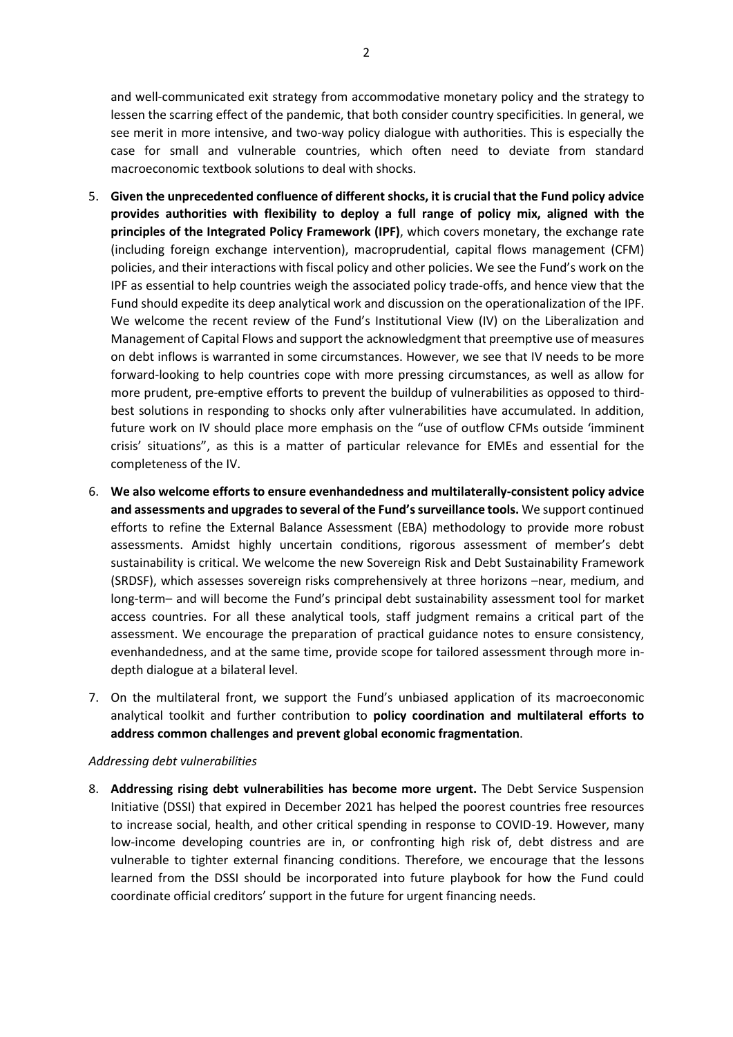and well-communicated exit strategy from accommodative monetary policy and the strategy to lessen the scarring effect of the pandemic, that both consider country specificities. In general, we see merit in more intensive, and two-way policy dialogue with authorities. This is especially the case for small and vulnerable countries, which often need to deviate from standard macroeconomic textbook solutions to deal with shocks.

5. **Given the unprecedented confluence of different shocks, it is crucial that the Fund policy advice provides authorities with flexibility to deploy a full range of policy mix, aligned with the principles of the Integrated Policy Framework (IPF)**, which covers monetary, the exchange rate (including foreign exchange intervention), macroprudential, capital flows management (CFM) policies, and their interactions with fiscal policy and other policies. We see the Fund's work on the IPF as essential to help countries weigh the associated policy trade-offs, and hence view that the Fund should expedite its deep analytical work and discussion on the operationalization of the IPF. We welcome the recent review of the Fund's Institutional View (IV) on the Liberalization and Management of Capital Flows and support the acknowledgment that preemptive use of measures on debt inflows is warranted in some circumstances. However, we see that IV needs to be more forward-looking to help countries cope with more pressing circumstances, as well as allow for more prudent, pre-emptive efforts to prevent the buildup of vulnerabilities as opposed to third-best solutions in responding to shocks only after vulnerabilities have accumulated. In addition, future work on IV should place more emphasis on the "use of outflow CFMs outside 'imminent crisis' situations", as this is a matter of particular relevance for EMEs and essential for the completeness of the IV.

6. **We also welcome efforts to ensure evenhandedness and multilaterally-consistent policy advice and assessments and upgrades to several of the Fund's surveillance tools.** We support continued efforts to refine the External Balance Assessment (EBA) methodology to provide more robust assessments. Amidst highly uncertain conditions, rigorous assessment of member's debt sustainability is critical. We welcome the new Sovereign Risk and Debt Sustainability Framework (SRDSF), which assesses sovereign risks comprehensively at three horizons –near, medium, and long-term– and will become the Fund's principal debt sustainability assessment tool for market access countries. For all these analytical tools, staff judgment remains a critical part of the assessment. We encourage the preparation of practical guidance notes to ensure consistency, evenhandedness, and at the same time, provide scope for tailored assessment through more in-depth dialogue at a bilateral level.

7. On the multilateral front, we support the Fund's unbiased application of its macroeconomic analytical toolkit and further contribution to **policy coordination and multilateral efforts to address common challenges and prevent global economic fragmentation**.

*Addressing debt vulnerabilities*

8. **Addressing rising debt vulnerabilities has become more urgent.** The Debt Service Suspension Initiative (DSSI) that expired in December 2021 has helped the poorest countries free resources to increase social, health, and other critical spending in response to COVID-19. However, many low-income developing countries are in, or confronting high risk of, debt distress and are vulnerable to tighter external financing conditions. Therefore, we encourage that the lessons learned from the DSSI should be incorporated into future playbook for how the Fund could coordinate official creditors' support in the future for urgent financing needs.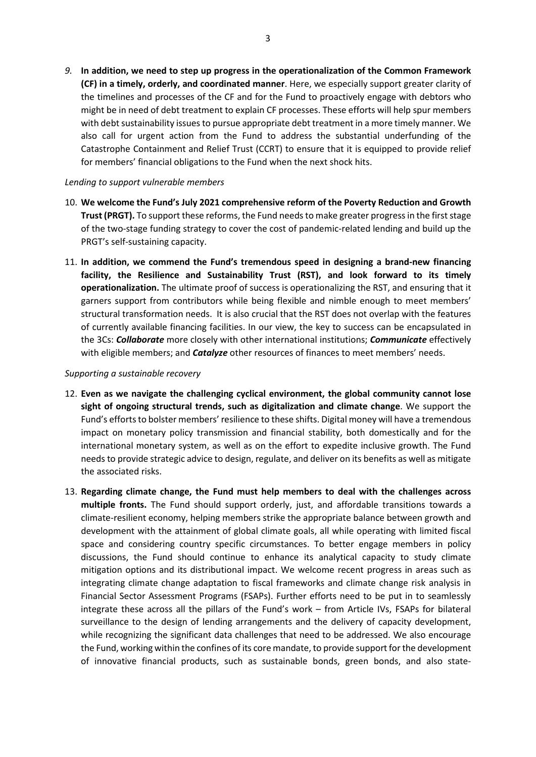9. **In addition, we need to step up progress in the operationalization of the Common Framework (CF) in a timely, orderly, and coordinated manner**. Here, we especially support greater clarity of the timelines and processes of the CF and for the Fund to proactively engage with debtors who might be in need of debt treatment to explain CF processes. These efforts will help spur members with debt sustainability issues to pursue appropriate debt treatment in a more timely manner. We also call for urgent action from the Fund to address the substantial underfunding of the Catastrophe Containment and Relief Trust (CCRT) to ensure that it is equipped to provide relief for members' financial obligations to the Fund when the next shock hits.

*Lending to support vulnerable members*

10. **We welcome the Fund's July 2021 comprehensive reform of the Poverty Reduction and Growth Trust (PRGT).** To support these reforms, the Fund needs to make greater progress in the first stage of the two-stage funding strategy to cover the cost of pandemic-related lending and build up the PRGT's self-sustaining capacity.

11. **In addition, we commend the Fund's tremendous speed in designing a brand-new financing facility, the Resilience and Sustainability Trust (RST), and look forward to its timely operationalization.** The ultimate proof of success is operationalizing the RST, and ensuring that it garners support from contributors while being flexible and nimble enough to meet members' structural transformation needs. It is also crucial that the RST does not overlap with the features of currently available financing facilities. In our view, the key to success can be encapsulated in the 3Cs: ***Collaborate*** more closely with other international institutions; ***Communicate*** effectively with eligible members; and ***Catalyze*** other resources of finances to meet members' needs.

*Supporting a sustainable recovery*

12. **Even as we navigate the challenging cyclical environment, the global community cannot lose sight of ongoing structural trends, such as digitalization and climate change**. We support the Fund's efforts to bolster members' resilience to these shifts. Digital money will have a tremendous impact on monetary policy transmission and financial stability, both domestically and for the international monetary system, as well as on the effort to expedite inclusive growth. The Fund needs to provide strategic advice to design, regulate, and deliver on its benefits as well as mitigate the associated risks.

13. **Regarding climate change, the Fund must help members to deal with the challenges across multiple fronts.** The Fund should support orderly, just, and affordable transitions towards a climate-resilient economy, helping members strike the appropriate balance between growth and development with the attainment of global climate goals, all while operating with limited fiscal space and considering country specific circumstances. To better engage members in policy discussions, the Fund should continue to enhance its analytical capacity to study climate mitigation options and its distributional impact. We welcome recent progress in areas such as integrating climate change adaptation to fiscal frameworks and climate change risk analysis in Financial Sector Assessment Programs (FSAPs). Further efforts need to be put in to seamlessly integrate these across all the pillars of the Fund's work – from Article IVs, FSAPs for bilateral surveillance to the design of lending arrangements and the delivery of capacity development, while recognizing the significant data challenges that need to be addressed. We also encourage the Fund, working within the confines of its core mandate, to provide support for the development of innovative financial products, such as sustainable bonds, green bonds, and also state-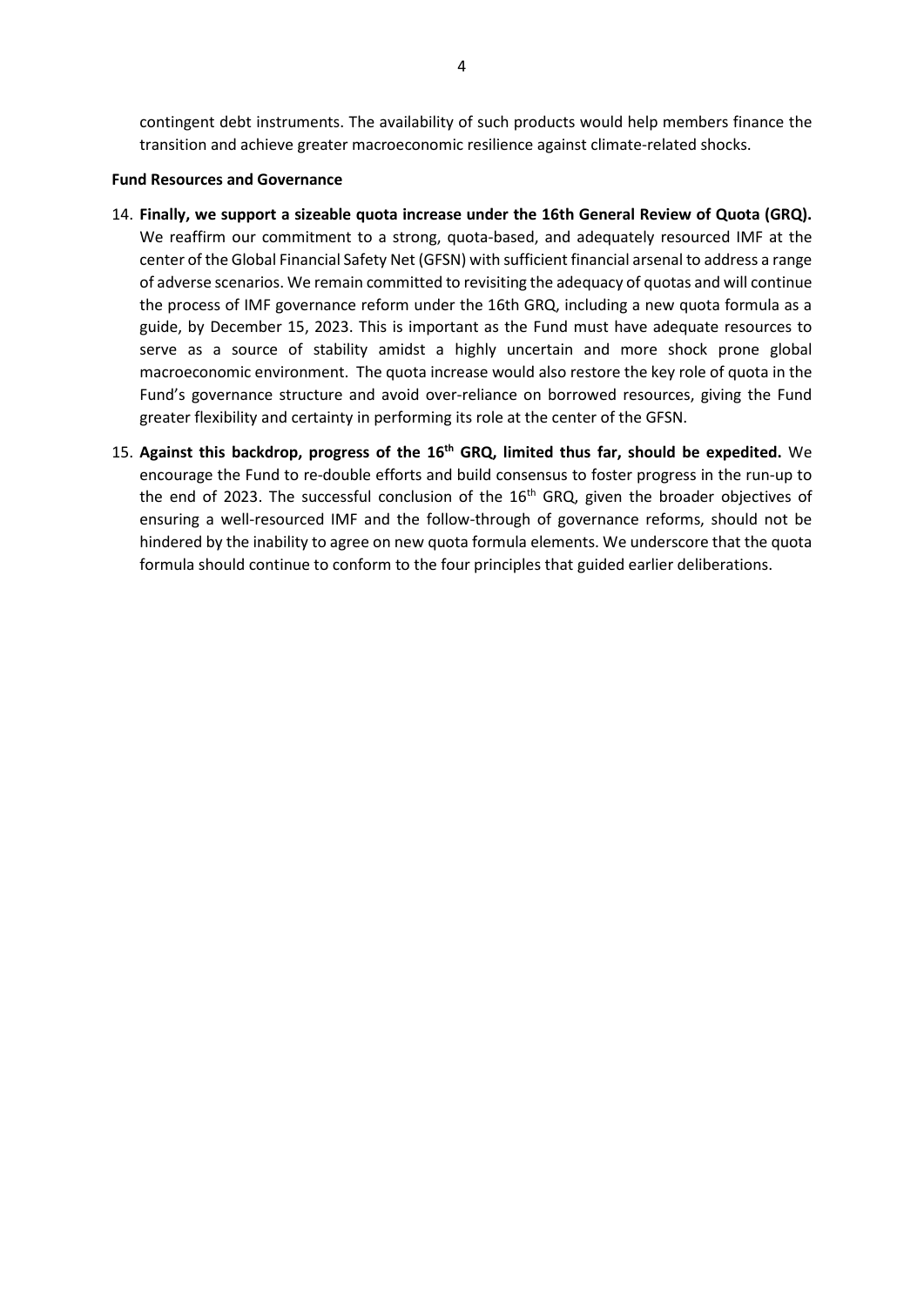contingent debt instruments. The availability of such products would help members finance the transition and achieve greater macroeconomic resilience against climate-related shocks.

**Fund Resources and Governance**

14. **Finally, we support a sizeable quota increase under the 16th General Review of Quota (GRQ).** We reaffirm our commitment to a strong, quota-based, and adequately resourced IMF at the center of the Global Financial Safety Net (GFSN) with sufficient financial arsenal to address a range of adverse scenarios. We remain committed to revisiting the adequacy of quotas and will continue the process of IMF governance reform under the 16th GRQ, including a new quota formula as a guide, by December 15, 2023. This is important as the Fund must have adequate resources to serve as a source of stability amidst a highly uncertain and more shock prone global macroeconomic environment. The quota increase would also restore the key role of quota in the Fund's governance structure and avoid over-reliance on borrowed resources, giving the Fund greater flexibility and certainty in performing its role at the center of the GFSN.

15. **Against this backdrop, progress of the 16th GRQ, limited thus far, should be expedited.** We encourage the Fund to re-double efforts and build consensus to foster progress in the run-up to the end of 2023. The successful conclusion of the 16th GRQ, given the broader objectives of ensuring a well-resourced IMF and the follow-through of governance reforms, should not be hindered by the inability to agree on new quota formula elements. We underscore that the quota formula should continue to conform to the four principles that guided earlier deliberations.